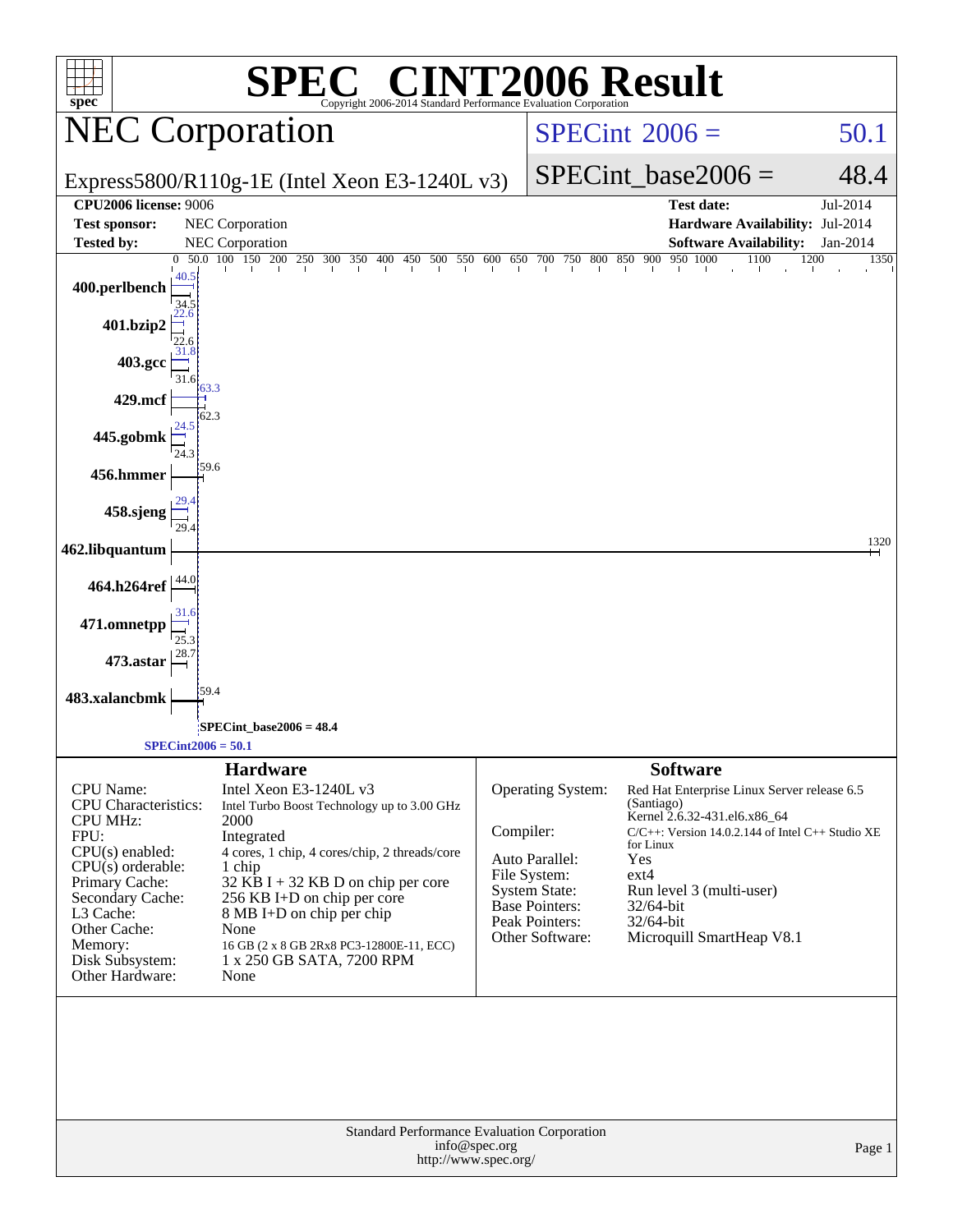# SPEC CINT2006 Result

Copyright 2006-2014 Standard Performance Evaluation Corporation

## NEC Corporation

Express5800/R110g-1E (Intel Xeon E3-1240L v3)

SPECint 2006 = 50.1

SPECint_base2006 = 48.4

| | | | |
|---|---|---|---|
| **CPU2006 license:** 9006 | | **Test date:** | Jul-2014 |
| **Test sponsor:** | NEC Corporation | **Hardware Availability:** | Jul-2014 |
| **Tested by:** | NEC Corporation | **Software Availability:** | Jan-2014 |

| Benchmark | Peak | Base |
|---|---|---|
| 400.perlbench | 40.5 | 34.5 |
| 401.bzip2 | 22.6 | 22.6 |
| 403.gcc | 31.8 | 31.6 |
| 429.mcf | 63.3 | 62.3 |
| 445.gobmk | 24.5 | 24.3 |
| 456.hmmer | | 59.6 |
| 458.sjeng | 29.4 | 29.4 |
| 462.libquantum | | 1320 |
| 464.h264ref | | 44.0 |
| 471.omnetpp | 31.6 | 25.3 |
| 473.astar | | 28.7 |
| 483.xalancbmk | | 59.4 |

SPECint_base2006 = 48.4

SPECint2006 = 50.1

### Hardware

| | |
|---|---|
| CPU Name: | Intel Xeon E3-1240L v3 |
| CPU Characteristics: | Intel Turbo Boost Technology up to 3.00 GHz |
| CPU MHz: | 2000 |
| FPU: | Integrated |
| CPU(s) enabled: | 4 cores, 1 chip, 4 cores/chip, 2 threads/core |
| CPU(s) orderable: | 1 chip |
| Primary Cache: | 32 KB I + 32 KB D on chip per core |
| Secondary Cache: | 256 KB I+D on chip per core |
| L3 Cache: | 8 MB I+D on chip per chip |
| Other Cache: | None |
| Memory: | 16 GB (2 x 8 GB 2Rx8 PC3-12800E-11, ECC) |
| Disk Subsystem: | 1 x 250 GB SATA, 7200 RPM |
| Other Hardware: | None |

### Software

| | |
|---|---|
| Operating System: | Red Hat Enterprise Linux Server release 6.5 (Santiago) Kernel 2.6.32-431.el6.x86_64 |
| Compiler: | C/C++: Version 14.0.2.144 of Intel C++ Studio XE for Linux |
| Auto Parallel: | Yes |
| File System: | ext4 |
| System State: | Run level 3 (multi-user) |
| Base Pointers: | 32/64-bit |
| Peak Pointers: | 32/64-bit |
| Other Software: | Microquill SmartHeap V8.1 |

Standard Performance Evaluation Corporation
info@spec.org
http://www.spec.org/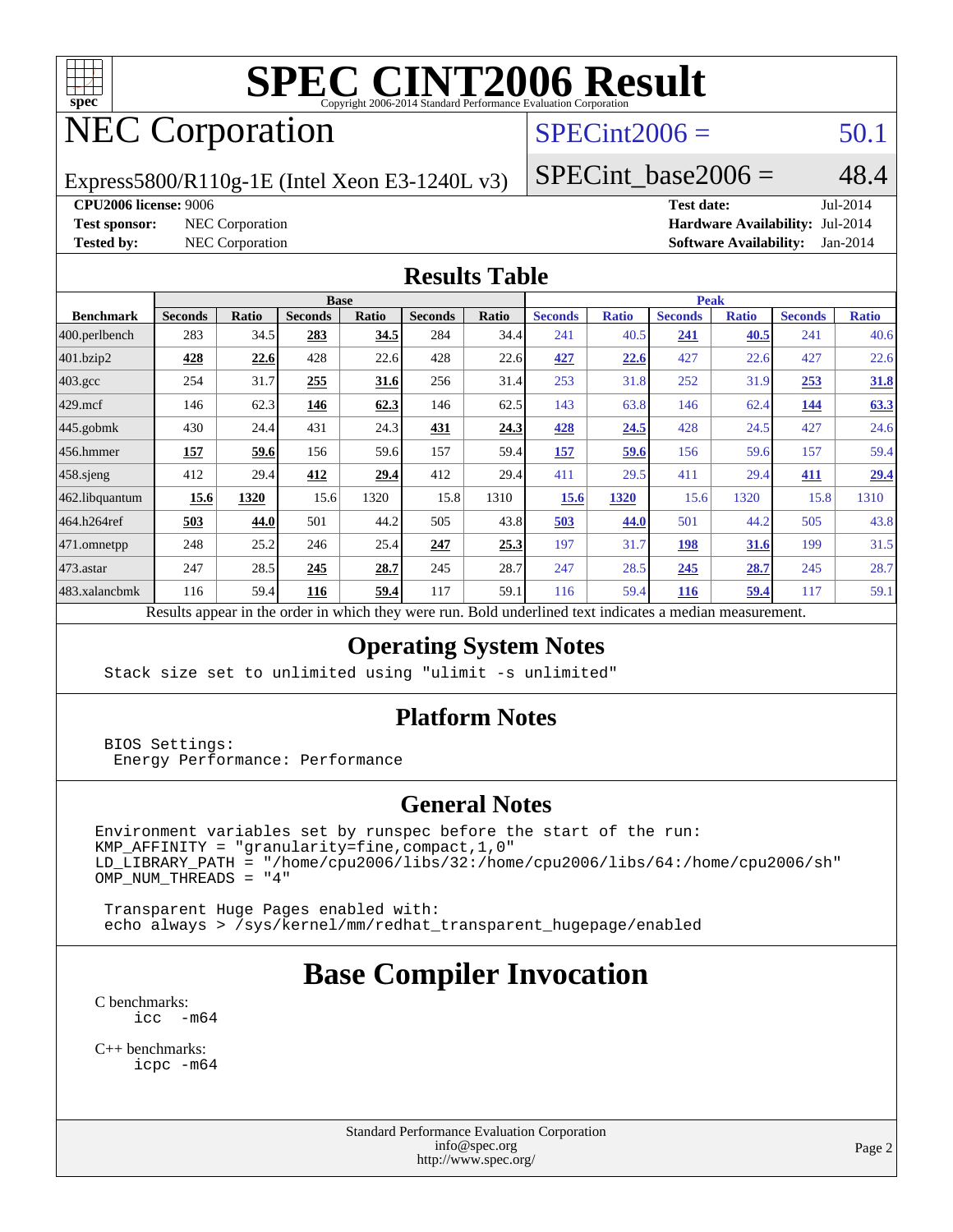# SPEC CINT2006 Result

Copyright 2006-2014 Standard Performance Evaluation Corporation

# NEC Corporation

Express5800/R110g-1E (Intel Xeon E3-1240L v3)

SPECint2006 = 50.1

SPECint_base2006 = 48.4

**CPU2006 license:** 9006
**Test sponsor:** NEC Corporation
**Tested by:** NEC Corporation

**Test date:** Jul-2014
**Hardware Availability:** Jul-2014
**Software Availability:** Jan-2014

## Results Table

| Benchmark | Base | | | | | | Peak | | | | | |
|---|---|---|---|---|---|---|---|---|---|---|---|---|
| | Seconds | Ratio | Seconds | Ratio | Seconds | Ratio | Seconds | Ratio | Seconds | Ratio | Seconds | Ratio |
| 400.perlbench | 283 | 34.5 | **283** | **34.5** | 284 | 34.4 | 241 | 40.5 | **241** | **40.5** | 241 | 40.6 |
| 401.bzip2 | **428** | **22.6** | 428 | 22.6 | 428 | 22.6 | **427** | **22.6** | 427 | 22.6 | 427 | 22.6 |
| 403.gcc | 254 | 31.7 | **255** | **31.6** | 256 | 31.4 | 253 | 31.8 | 252 | 31.9 | **253** | **31.8** |
| 429.mcf | 146 | 62.3 | **146** | **62.3** | 146 | 62.5 | 143 | 63.8 | 146 | 62.4 | **144** | **63.3** |
| 445.gobmk | 430 | 24.4 | 431 | 24.3 | **431** | **24.3** | **428** | **24.5** | 428 | 24.5 | 427 | 24.6 |
| 456.hmmer | **157** | **59.6** | 156 | 59.6 | 157 | 59.4 | **157** | **59.6** | 156 | 59.6 | 157 | 59.4 |
| 458.sjeng | 412 | 29.4 | **412** | **29.4** | 412 | 29.4 | 411 | 29.5 | 411 | 29.4 | **411** | **29.4** |
| 462.libquantum | **15.6** | **1320** | 15.6 | 1320 | 15.8 | 1310 | **15.6** | **1320** | 15.6 | 1320 | 15.8 | 1310 |
| 464.h264ref | **503** | **44.0** | 501 | 44.2 | 505 | 43.8 | **503** | **44.0** | 501 | 44.2 | 505 | 43.8 |
| 471.omnetpp | 248 | 25.2 | 246 | 25.4 | **247** | **25.3** | 197 | 31.7 | **198** | **31.6** | 199 | 31.5 |
| 473.astar | 247 | 28.5 | **245** | **28.7** | 245 | 28.7 | 247 | 28.5 | **245** | **28.7** | 245 | 28.7 |
| 483.xalancbmk | 116 | 59.4 | **116** | **59.4** | 117 | 59.1 | 116 | 59.4 | **116** | **59.4** | 117 | 59.1 |

Results appear in the order in which they were run. Bold underlined text indicates a median measurement.

## Operating System Notes

```
Stack size set to unlimited using "ulimit -s unlimited"
```

## Platform Notes

```
BIOS Settings:
 Energy Performance: Performance
```

## General Notes

```
Environment variables set by runspec before the start of the run:
KMP_AFFINITY = "granularity=fine,compact,1,0"
LD_LIBRARY_PATH = "/home/cpu2006/libs/32:/home/cpu2006/libs/64:/home/cpu2006/sh"
OMP_NUM_THREADS = "4"

 Transparent Huge Pages enabled with:
 echo always > /sys/kernel/mm/redhat_transparent_hugepage/enabled
```

# Base Compiler Invocation

C benchmarks:
```
icc  -m64
```

C++ benchmarks:
```
icpc -m64
```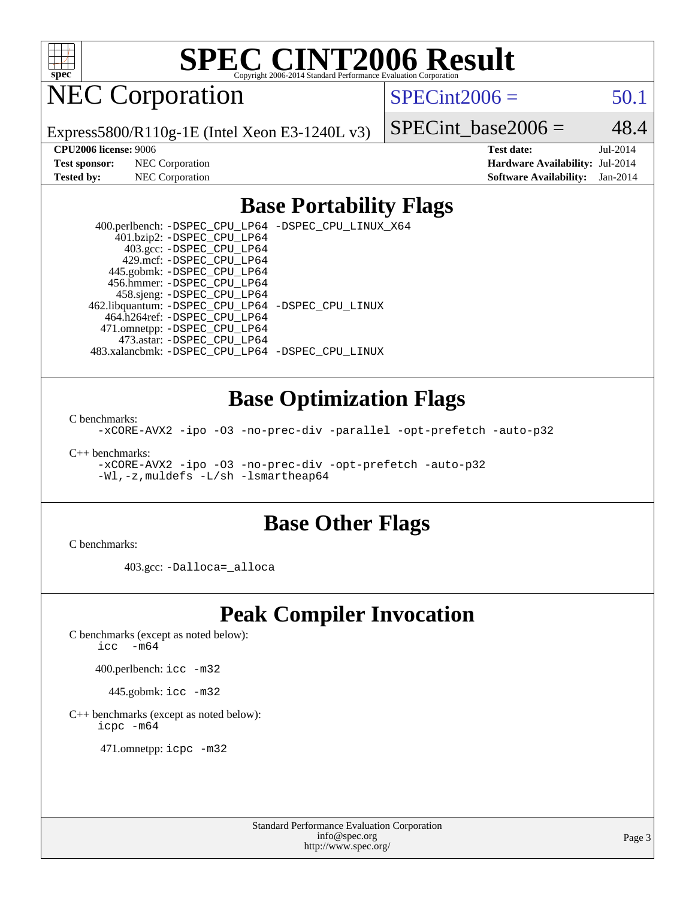# SPEC CINT2006 Result

Copyright 2006-2014 Standard Performance Evaluation Corporation

## NEC Corporation

Express5800/R110g-1E (Intel Xeon E3-1240L v3)

SPECint2006 = 50.1

SPECint_base2006 = 48.4

**CPU2006 license:** 9006
**Test sponsor:** NEC Corporation
**Tested by:** NEC Corporation

**Test date:** Jul-2014
**Hardware Availability:** Jul-2014
**Software Availability:** Jan-2014

## Base Portability Flags

400.perlbench: `-DSPEC_CPU_LP64 -DSPEC_CPU_LINUX_X64`
401.bzip2: `-DSPEC_CPU_LP64`
403.gcc: `-DSPEC_CPU_LP64`
429.mcf: `-DSPEC_CPU_LP64`
445.gobmk: `-DSPEC_CPU_LP64`
456.hmmer: `-DSPEC_CPU_LP64`
458.sjeng: `-DSPEC_CPU_LP64`
462.libquantum: `-DSPEC_CPU_LP64 -DSPEC_CPU_LINUX`
464.h264ref: `-DSPEC_CPU_LP64`
471.omnetpp: `-DSPEC_CPU_LP64`
473.astar: `-DSPEC_CPU_LP64`
483.xalancbmk: `-DSPEC_CPU_LP64 -DSPEC_CPU_LINUX`

## Base Optimization Flags

C benchmarks:
`-xCORE-AVX2 -ipo -O3 -no-prec-div -parallel -opt-prefetch -auto-p32`

C++ benchmarks:
`-xCORE-AVX2 -ipo -O3 -no-prec-div -opt-prefetch -auto-p32`
`-Wl,-z,muldefs -L/sh -lsmartheap64`

## Base Other Flags

C benchmarks:

403.gcc: `-Dalloca=_alloca`

## Peak Compiler Invocation

C benchmarks (except as noted below):
`icc -m64`

400.perlbench: `icc -m32`

445.gobmk: `icc -m32`

C++ benchmarks (except as noted below):
`icpc -m64`

471.omnetpp: `icpc -m32`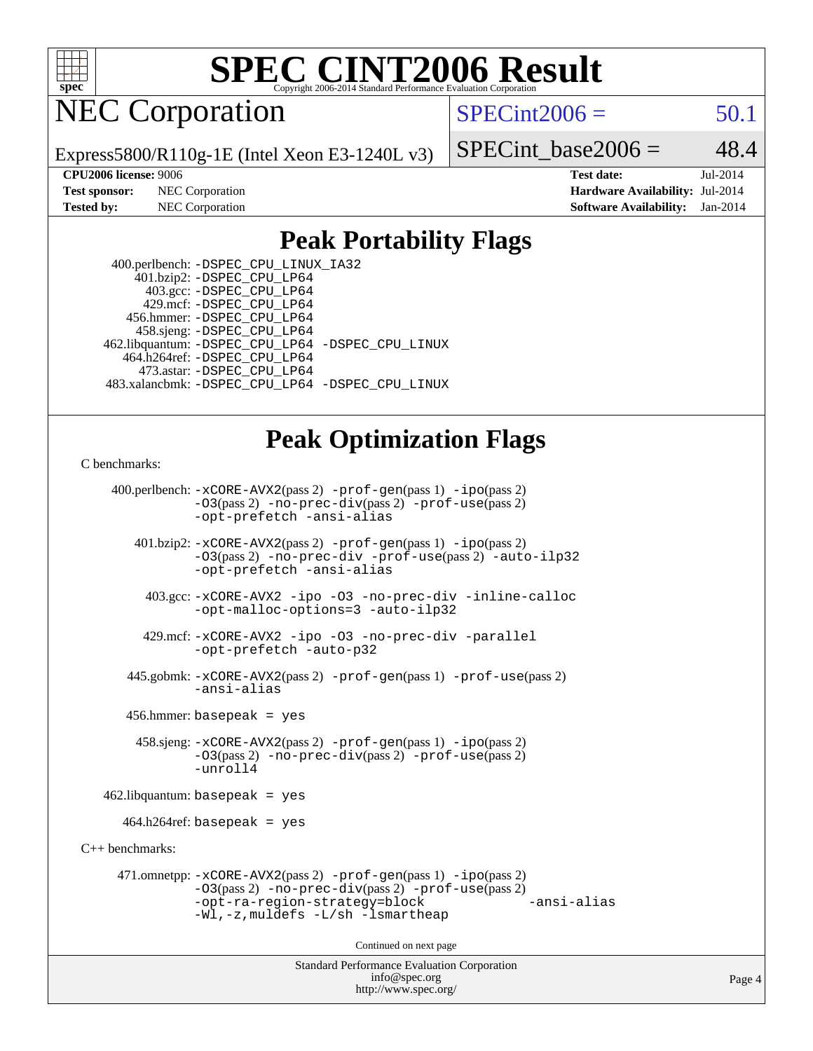# SPEC CINT2006 Result

Copyright 2006-2014 Standard Performance Evaluation Corporation

## NEC Corporation

Express5800/R110g-1E (Intel Xeon E3-1240L v3)

SPECint2006 = 50.1

SPECint_base2006 = 48.4

**CPU2006 license:** 9006
**Test sponsor:** NEC Corporation
**Tested by:** NEC Corporation

**Test date:** Jul-2014
**Hardware Availability:** Jul-2014
**Software Availability:** Jan-2014

## Peak Portability Flags

400.perlbench: -DSPEC_CPU_LINUX_IA32
401.bzip2: -DSPEC_CPU_LP64
403.gcc: -DSPEC_CPU_LP64
429.mcf: -DSPEC_CPU_LP64
456.hmmer: -DSPEC_CPU_LP64
458.sjeng: -DSPEC_CPU_LP64
462.libquantum: -DSPEC_CPU_LP64 -DSPEC_CPU_LINUX
464.h264ref: -DSPEC_CPU_LP64
473.astar: -DSPEC_CPU_LP64
483.xalancbmk: -DSPEC_CPU_LP64 -DSPEC_CPU_LINUX

## Peak Optimization Flags

C benchmarks:

400.perlbench: -xCORE-AVX2(pass 2) -prof-gen(pass 1) -ipo(pass 2) -O3(pass 2) -no-prec-div(pass 2) -prof-use(pass 2) -opt-prefetch -ansi-alias

401.bzip2: -xCORE-AVX2(pass 2) -prof-gen(pass 1) -ipo(pass 2) -O3(pass 2) -no-prec-div -prof-use(pass 2) -auto-ilp32 -opt-prefetch -ansi-alias

403.gcc: -xCORE-AVX2 -ipo -O3 -no-prec-div -inline-calloc -opt-malloc-options=3 -auto-ilp32

429.mcf: -xCORE-AVX2 -ipo -O3 -no-prec-div -parallel -opt-prefetch -auto-p32

445.gobmk: -xCORE-AVX2(pass 2) -prof-gen(pass 1) -prof-use(pass 2) -ansi-alias

456.hmmer: basepeak = yes

458.sjeng: -xCORE-AVX2(pass 2) -prof-gen(pass 1) -ipo(pass 2) -O3(pass 2) -no-prec-div(pass 2) -prof-use(pass 2) -unroll4

462.libquantum: basepeak = yes

464.h264ref: basepeak = yes

C++ benchmarks:

471.omnetpp: -xCORE-AVX2(pass 2) -prof-gen(pass 1) -ipo(pass 2) -O3(pass 2) -no-prec-div(pass 2) -prof-use(pass 2) -opt-ra-region-strategy=block -ansi-alias -Wl,-z,muldefs -L/sh -lsmartheap

Continued on next page

Standard Performance Evaluation Corporation
info@spec.org
http://www.spec.org/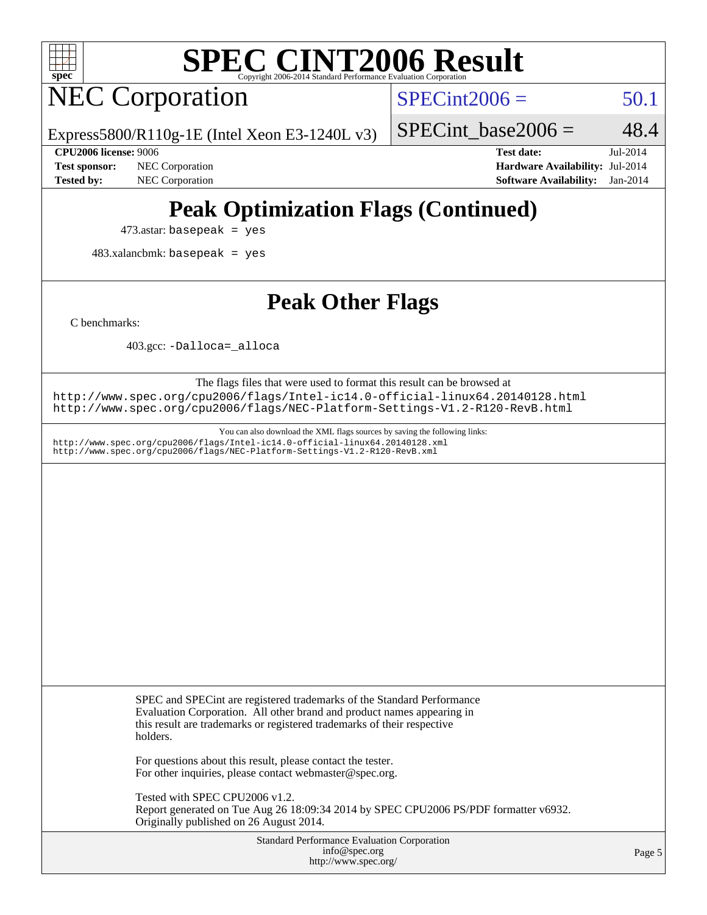# Peak Optimization Flags (Continued)

473.astar: basepeak = yes

483.xalancbmk: basepeak = yes

# Peak Other Flags

C benchmarks:

403.gcc: -Dalloca=_alloca

The flags files that were used to format this result can be browsed at
http://www.spec.org/cpu2006/flags/Intel-ic14.0-official-linux64.20140128.html
http://www.spec.org/cpu2006/flags/NEC-Platform-Settings-V1.2-R120-RevB.html

You can also download the XML flags sources by saving the following links:
http://www.spec.org/cpu2006/flags/Intel-ic14.0-official-linux64.20140128.xml
http://www.spec.org/cpu2006/flags/NEC-Platform-Settings-V1.2-R120-RevB.xml

SPEC and SPECint are registered trademarks of the Standard Performance Evaluation Corporation. All other brand and product names appearing in this result are trademarks or registered trademarks of their respective holders.

For questions about this result, please contact the tester.
For other inquiries, please contact webmaster@spec.org.

Tested with SPEC CPU2006 v1.2.
Report generated on Tue Aug 26 18:09:34 2014 by SPEC CPU2006 PS/PDF formatter v6932.
Originally published on 26 August 2014.